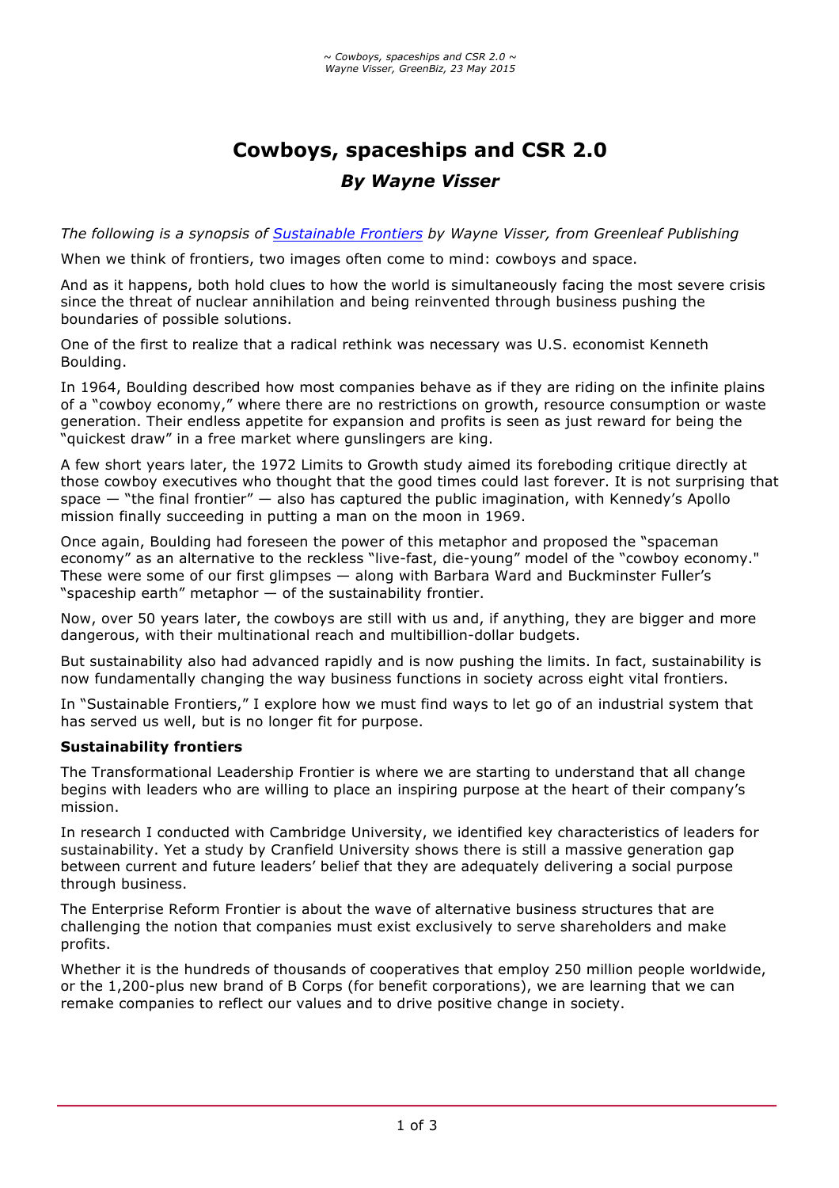# Cowboys, spaceships and CSR 2.0

### *By Wayne Visser*

*The following is a synopsis of [Sustainable Frontiers](#) by Wayne Visser, from Greenleaf Publishing*

When we think of frontiers, two images often come to mind: cowboys and space.

And as it happens, both hold clues to how the world is simultaneously facing the most severe crisis since the threat of nuclear annihilation and being reinvented through business pushing the boundaries of possible solutions.

One of the first to realize that a radical rethink was necessary was U.S. economist Kenneth Boulding.

In 1964, Boulding described how most companies behave as if they are riding on the infinite plains of a "cowboy economy," where there are no restrictions on growth, resource consumption or waste generation. Their endless appetite for expansion and profits is seen as just reward for being the "quickest draw" in a free market where gunslingers are king.

A few short years later, the 1972 Limits to Growth study aimed its foreboding critique directly at those cowboy executives who thought that the good times could last forever. It is not surprising that space — "the final frontier" — also has captured the public imagination, with Kennedy's Apollo mission finally succeeding in putting a man on the moon in 1969.

Once again, Boulding had foreseen the power of this metaphor and proposed the "spaceman economy" as an alternative to the reckless "live-fast, die-young" model of the "cowboy economy." These were some of our first glimpses — along with Barbara Ward and Buckminster Fuller's "spaceship earth" metaphor — of the sustainability frontier.

Now, over 50 years later, the cowboys are still with us and, if anything, they are bigger and more dangerous, with their multinational reach and multibillion-dollar budgets.

But sustainability also had advanced rapidly and is now pushing the limits. In fact, sustainability is now fundamentally changing the way business functions in society across eight vital frontiers.

In "Sustainable Frontiers," I explore how we must find ways to let go of an industrial system that has served us well, but is no longer fit for purpose.

**Sustainability frontiers**

The Transformational Leadership Frontier is where we are starting to understand that all change begins with leaders who are willing to place an inspiring purpose at the heart of their company's mission.

In research I conducted with Cambridge University, we identified key characteristics of leaders for sustainability. Yet a study by Cranfield University shows there is still a massive generation gap between current and future leaders' belief that they are adequately delivering a social purpose through business.

The Enterprise Reform Frontier is about the wave of alternative business structures that are challenging the notion that companies must exist exclusively to serve shareholders and make profits.

Whether it is the hundreds of thousands of cooperatives that employ 250 million people worldwide, or the 1,200-plus new brand of B Corps (for benefit corporations), we are learning that we can remake companies to reflect our values and to drive positive change in society.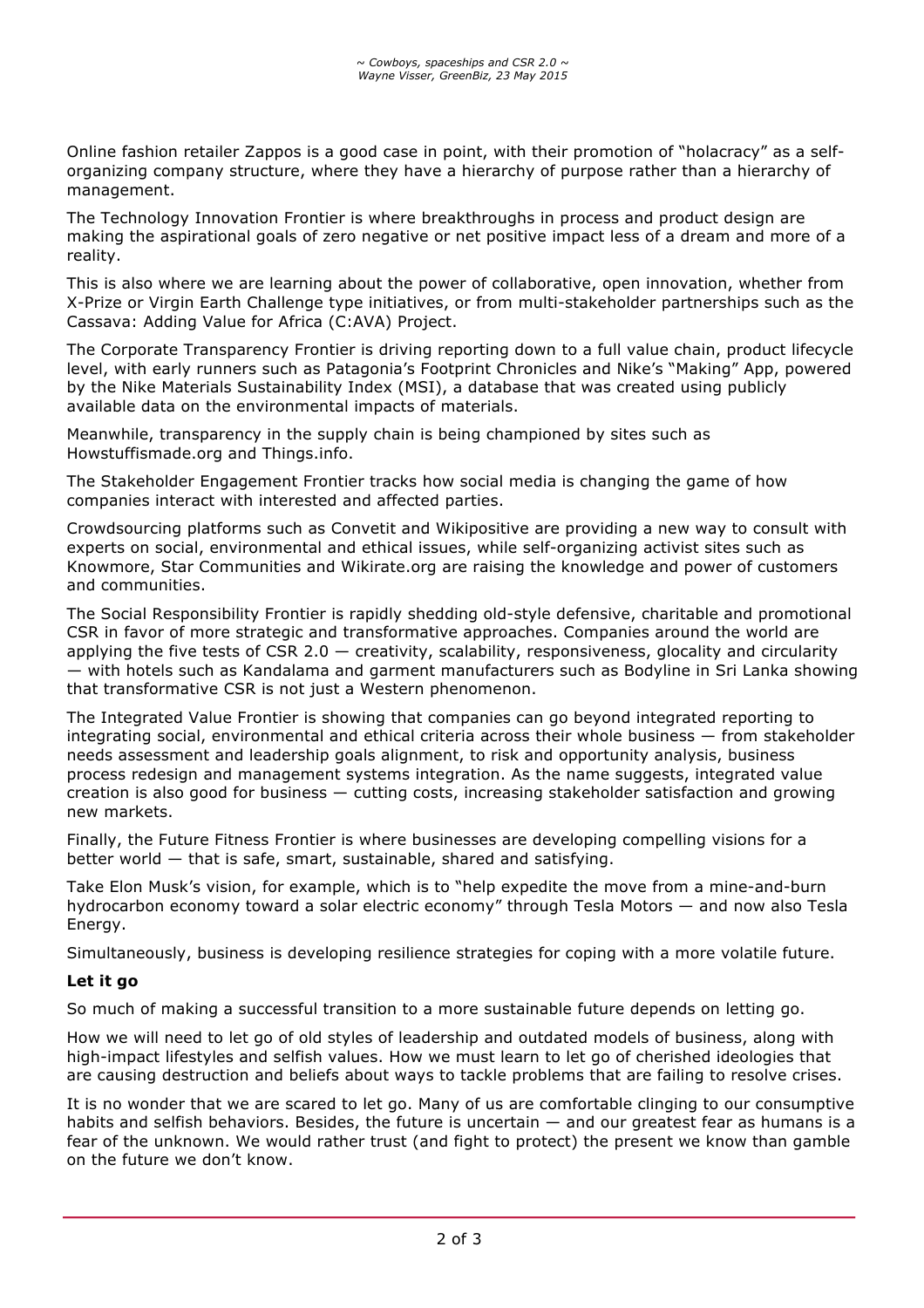Online fashion retailer Zappos is a good case in point, with their promotion of "holacracy" as a self-organizing company structure, where they have a hierarchy of purpose rather than a hierarchy of management.

The Technology Innovation Frontier is where breakthroughs in process and product design are making the aspirational goals of zero negative or net positive impact less of a dream and more of a reality.

This is also where we are learning about the power of collaborative, open innovation, whether from X-Prize or Virgin Earth Challenge type initiatives, or from multi-stakeholder partnerships such as the Cassava: Adding Value for Africa (C:AVA) Project.

The Corporate Transparency Frontier is driving reporting down to a full value chain, product lifecycle level, with early runners such as Patagonia's Footprint Chronicles and Nike's "Making" App, powered by the Nike Materials Sustainability Index (MSI), a database that was created using publicly available data on the environmental impacts of materials.

Meanwhile, transparency in the supply chain is being championed by sites such as Howstuffismade.org and Things.info.

The Stakeholder Engagement Frontier tracks how social media is changing the game of how companies interact with interested and affected parties.

Crowdsourcing platforms such as Convetit and Wikipositive are providing a new way to consult with experts on social, environmental and ethical issues, while self-organizing activist sites such as Knowmore, Star Communities and Wikirate.org are raising the knowledge and power of customers and communities.

The Social Responsibility Frontier is rapidly shedding old-style defensive, charitable and promotional CSR in favor of more strategic and transformative approaches. Companies around the world are applying the five tests of CSR 2.0 — creativity, scalability, responsiveness, glocality and circularity — with hotels such as Kandalama and garment manufacturers such as Bodyline in Sri Lanka showing that transformative CSR is not just a Western phenomenon.

The Integrated Value Frontier is showing that companies can go beyond integrated reporting to integrating social, environmental and ethical criteria across their whole business — from stakeholder needs assessment and leadership goals alignment, to risk and opportunity analysis, business process redesign and management systems integration. As the name suggests, integrated value creation is also good for business — cutting costs, increasing stakeholder satisfaction and growing new markets.

Finally, the Future Fitness Frontier is where businesses are developing compelling visions for a better world — that is safe, smart, sustainable, shared and satisfying.

Take Elon Musk's vision, for example, which is to "help expedite the move from a mine-and-burn hydrocarbon economy toward a solar electric economy" through Tesla Motors — and now also Tesla Energy.

Simultaneously, business is developing resilience strategies for coping with a more volatile future.

**Let it go**

So much of making a successful transition to a more sustainable future depends on letting go.

How we will need to let go of old styles of leadership and outdated models of business, along with high-impact lifestyles and selfish values. How we must learn to let go of cherished ideologies that are causing destruction and beliefs about ways to tackle problems that are failing to resolve crises.

It is no wonder that we are scared to let go. Many of us are comfortable clinging to our consumptive habits and selfish behaviors. Besides, the future is uncertain — and our greatest fear as humans is a fear of the unknown. We would rather trust (and fight to protect) the present we know than gamble on the future we don't know.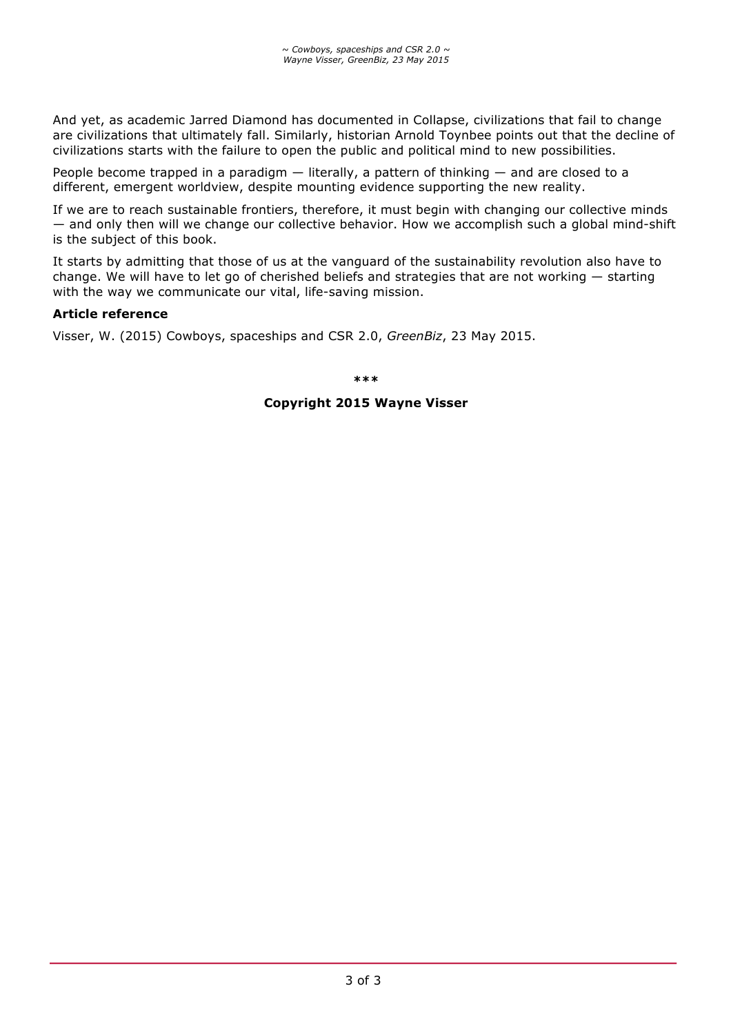And yet, as academic Jarred Diamond has documented in Collapse, civilizations that fail to change are civilizations that ultimately fall. Similarly, historian Arnold Toynbee points out that the decline of civilizations starts with the failure to open the public and political mind to new possibilities.

People become trapped in a paradigm — literally, a pattern of thinking — and are closed to a different, emergent worldview, despite mounting evidence supporting the new reality.

If we are to reach sustainable frontiers, therefore, it must begin with changing our collective minds — and only then will we change our collective behavior. How we accomplish such a global mind-shift is the subject of this book.

It starts by admitting that those of us at the vanguard of the sustainability revolution also have to change. We will have to let go of cherished beliefs and strategies that are not working — starting with the way we communicate our vital, life-saving mission.

**Article reference**

Visser, W. (2015) Cowboys, spaceships and CSR 2.0, *GreenBiz*, 23 May 2015.

***

**Copyright 2015 Wayne Visser**